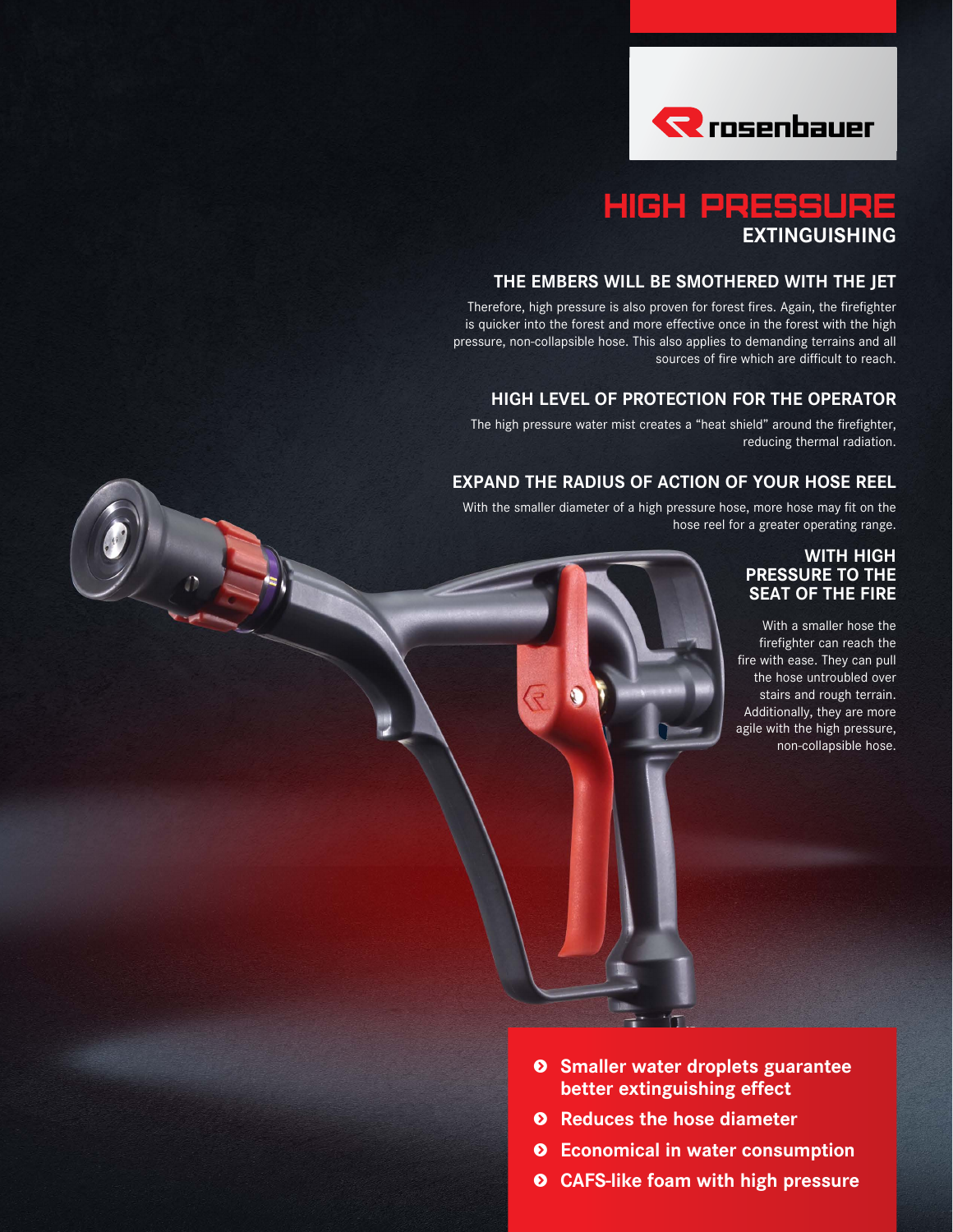rosenbauer

# HIGH PRESSURE
## EXTINGUISHING

### THE EMBERS WILL BE SMOTHERED WITH THE JET

Therefore, high pressure is also proven for forest fires. Again, the firefighter is quicker into the forest and more effective once in the forest with the high pressure, non-collapsible hose. This also applies to demanding terrains and all sources of fire which are difficult to reach.

### HIGH LEVEL OF PROTECTION FOR THE OPERATOR

The high pressure water mist creates a "heat shield" around the firefighter, reducing thermal radiation.

### EXPAND THE RADIUS OF ACTION OF YOUR HOSE REEL

With the smaller diameter of a high pressure hose, more hose may fit on the hose reel for a greater operating range.

### WITH HIGH PRESSURE TO THE SEAT OF THE FIRE

With a smaller hose the firefighter can reach the fire with ease. They can pull the hose untroubled over stairs and rough terrain. Additionally, they are more agile with the high pressure, non-collapsible hose.

- **Smaller water droplets guarantee better extinguishing effect**
- **Reduces the hose diameter**
- **Economical in water consumption**
- **CAFS-like foam with high pressure**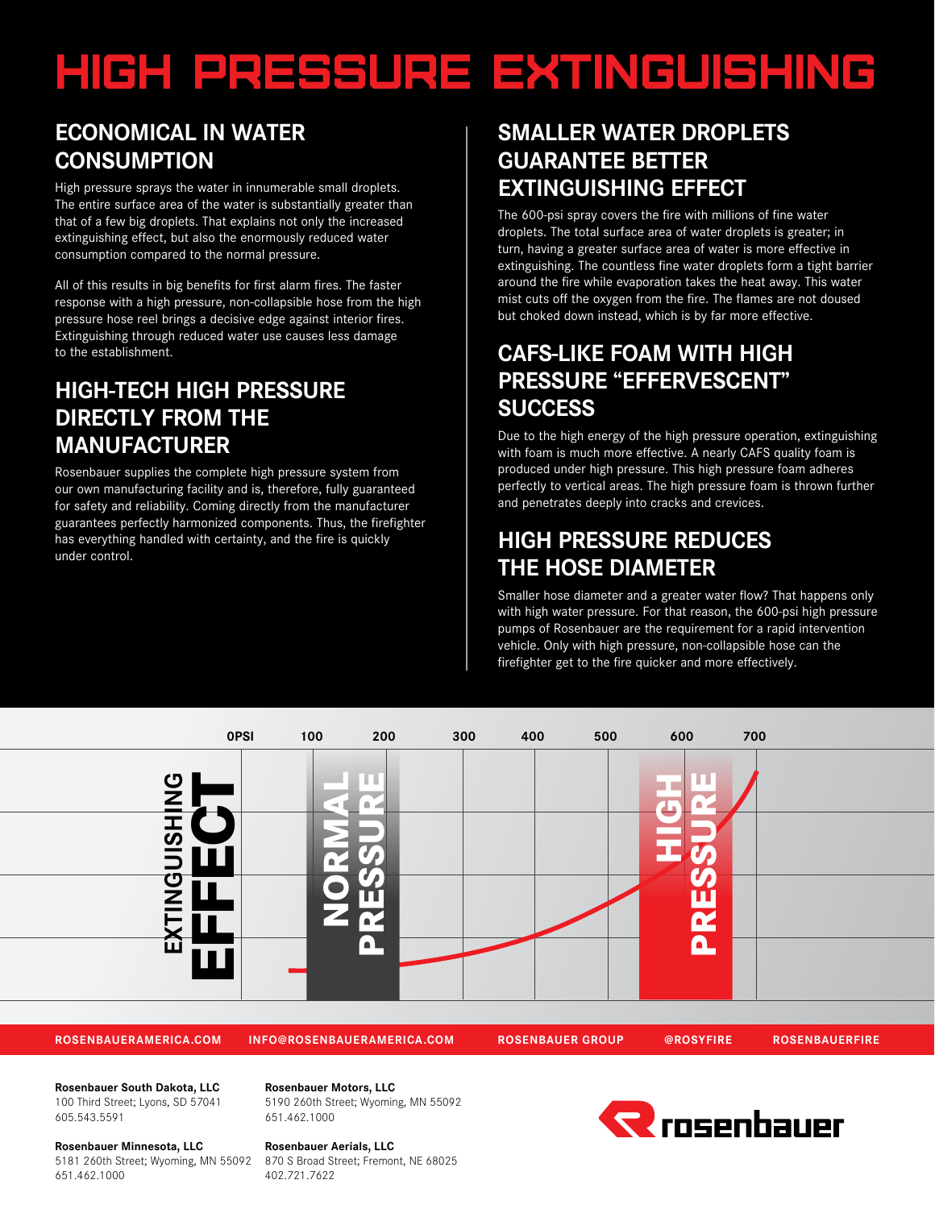# HIGH PRESSURE EXTINGUISHING

## ECONOMICAL IN WATER CONSUMPTION

High pressure sprays the water in innumerable small droplets. The entire surface area of the water is substantially greater than that of a few big droplets. That explains not only the increased extinguishing effect, but also the enormously reduced water consumption compared to the normal pressure.

All of this results in big benefits for first alarm fires. The faster response with a high pressure, non-collapsible hose from the high pressure hose reel brings a decisive edge against interior fires. Extinguishing through reduced water use causes less damage to the establishment.

## HIGH-TECH HIGH PRESSURE DIRECTLY FROM THE MANUFACTURER

Rosenbauer supplies the complete high pressure system from our own manufacturing facility and is, therefore, fully guaranteed for safety and reliability. Coming directly from the manufacturer guarantees perfectly harmonized components. Thus, the firefighter has everything handled with certainty, and the fire is quickly under control.

## SMALLER WATER DROPLETS GUARANTEE BETTER EXTINGUISHING EFFECT

The 600-psi spray covers the fire with millions of fine water droplets. The total surface area of water droplets is greater; in turn, having a greater surface area of water is more effective in extinguishing. The countless fine water droplets form a tight barrier around the fire while evaporation takes the heat away. This water mist cuts off the oxygen from the fire. The flames are not doused but choked down instead, which is by far more effective.

## CAFS-LIKE FOAM WITH HIGH PRESSURE "EFFERVESCENT" SUCCESS

Due to the high energy of the high pressure operation, extinguishing with foam is much more effective. A nearly CAFS quality foam is produced under high pressure. This high pressure foam adheres perfectly to vertical areas. The high pressure foam is thrown further and penetrates deeply into cracks and crevices.

## HIGH PRESSURE REDUCES THE HOSE DIAMETER

Smaller hose diameter and a greater water flow? That happens only with high water pressure. For that reason, the 600-psi high pressure pumps of Rosenbauer are the requirement for a rapid intervention vehicle. Only with high pressure, non-collapsible hose can the firefighter get to the fire quicker and more effectively.

0PSI
100
200
300
400
500
600
700

EXTINGUISHING EFFECT

NORMAL PRESSURE

HIGH PRESSURE

ROSENBAUERAMERICA.COM INFO@ROSENBAUERAMERICA.COM ROSENBAUER GROUP @ROSYFIRE ROSENBAUERFIRE

**Rosenbauer South Dakota, LLC**
100 Third Street; Lyons, SD 57041
605.543.5591

**Rosenbauer Minnesota, LLC**
5181 260th Street; Wyoming, MN 55092
651.462.1000

**Rosenbauer Motors, LLC**
5190 260th Street; Wyoming, MN 55092
651.462.1000

**Rosenbauer Aerials, LLC**
870 S Broad Street; Fremont, NE 68025
402.721.7622

rosenbauer